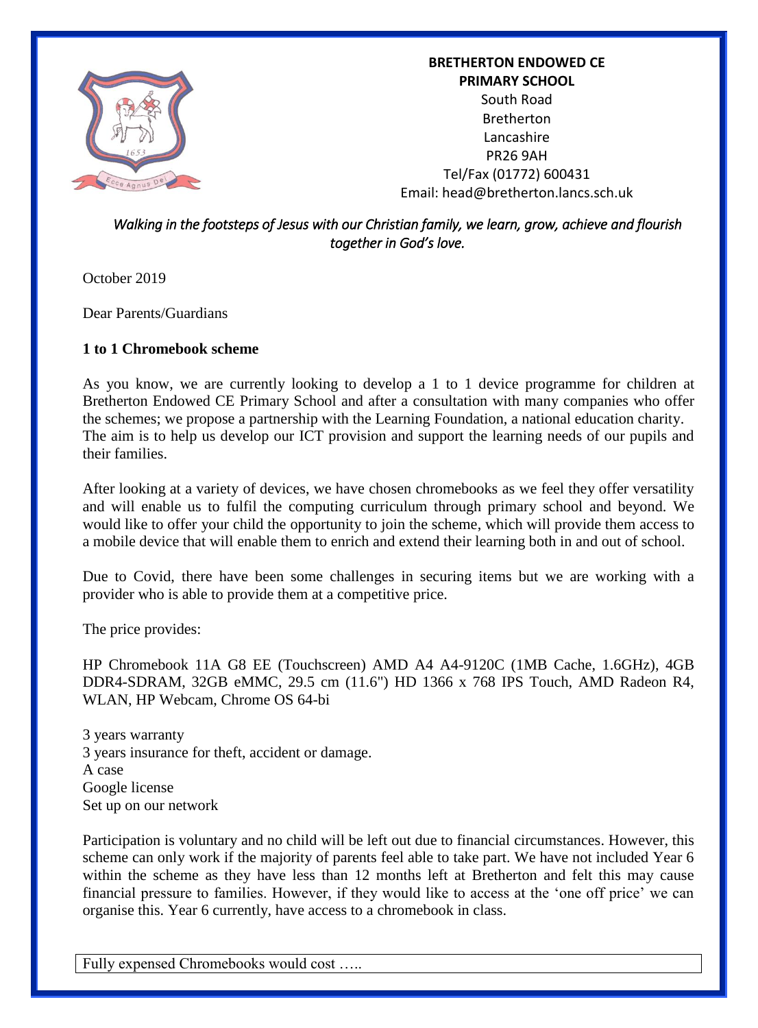**BRETHERTON ENDOWED CE PRIMARY SCHOOL**
South Road
Bretherton
Lancashire
PR26 9AH
Tel/Fax (01772) 600431
Email: head@bretherton.lancs.sch.uk

*Walking in the footsteps of Jesus with our Christian family, we learn, grow, achieve and flourish together in God's love.*

October 2019

Dear Parents/Guardians

**1 to 1 Chromebook scheme**

As you know, we are currently looking to develop a 1 to 1 device programme for children at Bretherton Endowed CE Primary School and after a consultation with many companies who offer the schemes; we propose a partnership with the Learning Foundation, a national education charity. The aim is to help us develop our ICT provision and support the learning needs of our pupils and their families.

After looking at a variety of devices, we have chosen chromebooks as we feel they offer versatility and will enable us to fulfil the computing curriculum through primary school and beyond. We would like to offer your child the opportunity to join the scheme, which will provide them access to a mobile device that will enable them to enrich and extend their learning both in and out of school.

Due to Covid, there have been some challenges in securing items but we are working with a provider who is able to provide them at a competitive price.

The price provides:

HP Chromebook 11A G8 EE (Touchscreen) AMD A4 A4-9120C (1MB Cache, 1.6GHz), 4GB DDR4-SDRAM, 32GB eMMC, 29.5 cm (11.6") HD 1366 x 768 IPS Touch, AMD Radeon R4, WLAN, HP Webcam, Chrome OS 64-bi

3 years warranty
3 years insurance for theft, accident or damage.
A case
Google license
Set up on our network

Participation is voluntary and no child will be left out due to financial circumstances. However, this scheme can only work if the majority of parents feel able to take part. We have not included Year 6 within the scheme as they have less than 12 months left at Bretherton and felt this may cause financial pressure to families. However, if they would like to access at the 'one off price' we can organise this. Year 6 currently, have access to a chromebook in class.

Fully expensed Chromebooks would cost …..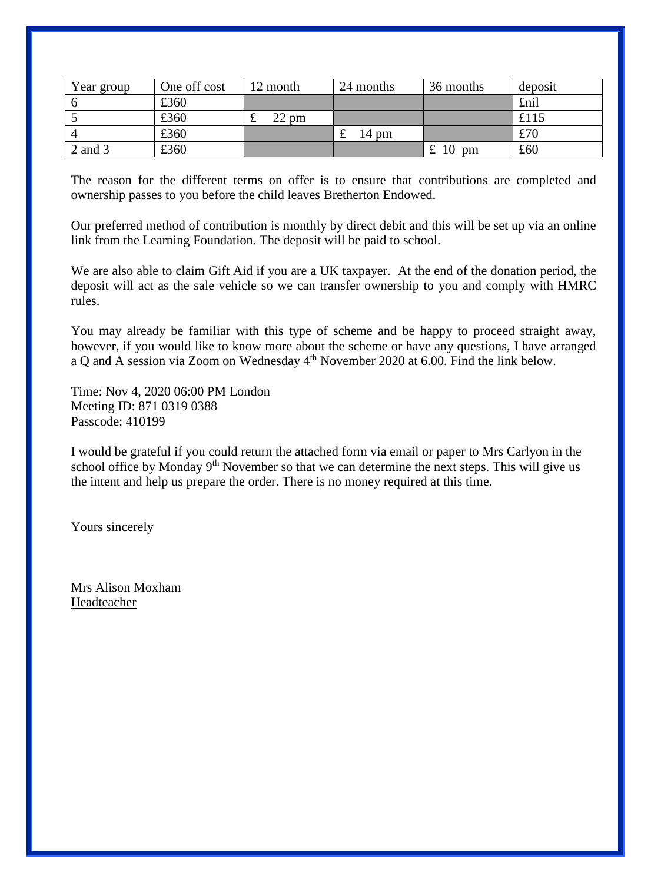| Year group | One off cost | 12 month | 24 months | 36 months | deposit |
|---|---|---|---|---|---|
| 6 | £360 | | | | £nil |
| 5 | £360 | £ 22 pm | | | £115 |
| 4 | £360 | | £ 14 pm | | £70 |
| 2 and 3 | £360 | | | £ 10 pm | £60 |

The reason for the different terms on offer is to ensure that contributions are completed and ownership passes to you before the child leaves Bretherton Endowed.

Our preferred method of contribution is monthly by direct debit and this will be set up via an online link from the Learning Foundation. The deposit will be paid to school.

We are also able to claim Gift Aid if you are a UK taxpayer. At the end of the donation period, the deposit will act as the sale vehicle so we can transfer ownership to you and comply with HMRC rules.

You may already be familiar with this type of scheme and be happy to proceed straight away, however, if you would like to know more about the scheme or have any questions, I have arranged a Q and A session via Zoom on Wednesday 4th November 2020 at 6.00. Find the link below.

Time: Nov 4, 2020 06:00 PM London
Meeting ID: 871 0319 0388
Passcode: 410199

I would be grateful if you could return the attached form via email or paper to Mrs Carlyon in the school office by Monday 9th November so that we can determine the next steps. This will give us the intent and help us prepare the order. There is no money required at this time.

Yours sincerely

Mrs Alison Moxham
Headteacher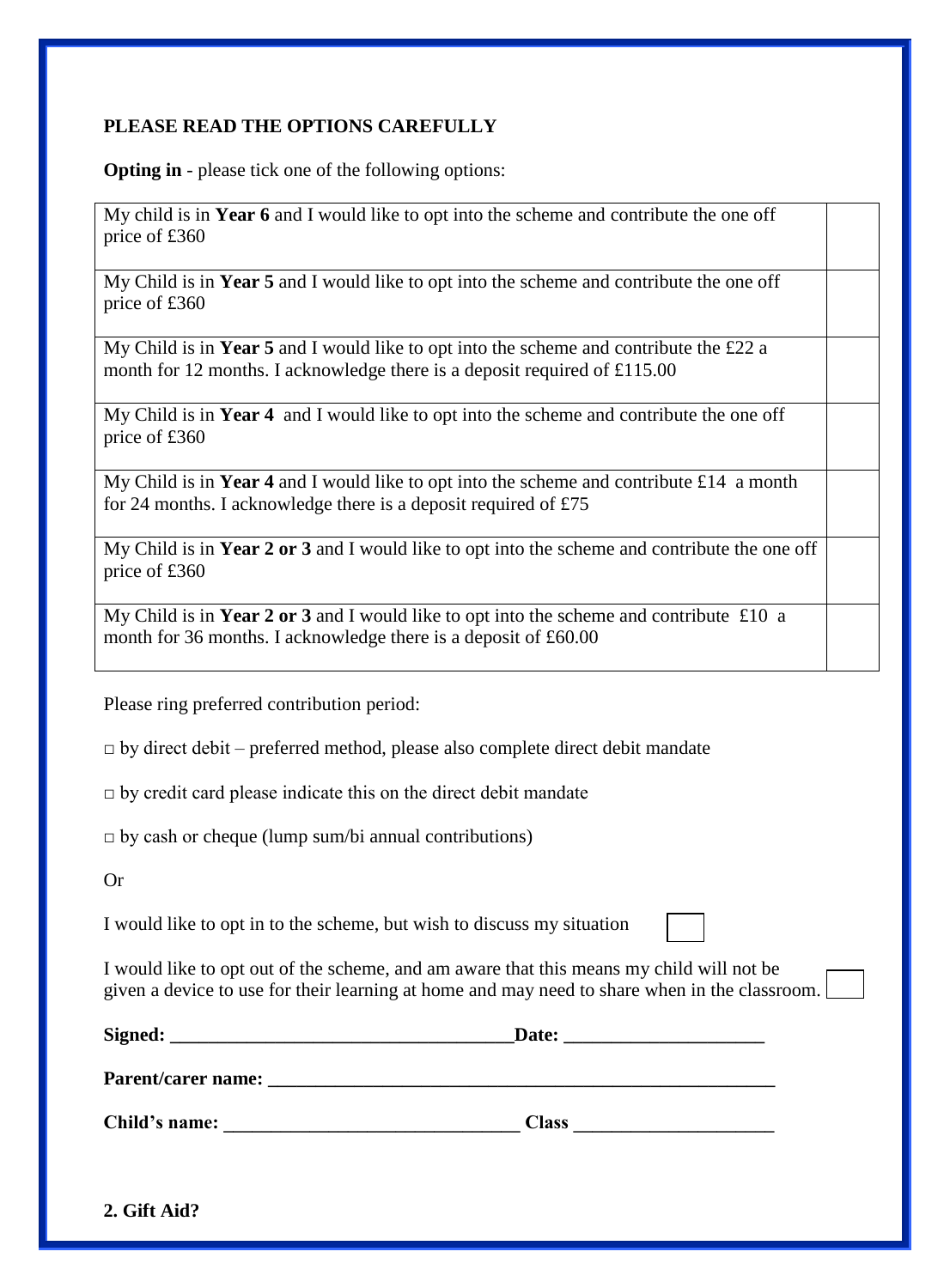**PLEASE READ THE OPTIONS CAREFULLY**

**Opting in** - please tick one of the following options:

| Option | Tick |
| --- | --- |
| My child is in **Year 6** and I would like to opt into the scheme and contribute the one off price of £360 | |
| My Child is in **Year 5** and I would like to opt into the scheme and contribute the one off price of £360 | |
| My Child is in **Year 5** and I would like to opt into the scheme and contribute the £22 a month for 12 months. I acknowledge there is a deposit required of £115.00 | |
| My Child is in **Year 4** and I would like to opt into the scheme and contribute the one off price of £360 | |
| My Child is in **Year 4** and I would like to opt into the scheme and contribute £14 a month for 24 months. I acknowledge there is a deposit required of £75 | |
| My Child is in **Year 2 or 3** and I would like to opt into the scheme and contribute the one off price of £360 | |
| My Child is in **Year 2 or 3** and I would like to opt into the scheme and contribute £10 a month for 36 months. I acknowledge there is a deposit of £60.00 | |

Please ring preferred contribution period:

□ by direct debit – preferred method, please also complete direct debit mandate

□ by credit card please indicate this on the direct debit mandate

□ by cash or cheque (lump sum/bi annual contributions)

Or

I would like to opt in to the scheme, but wish to discuss my situation □

I would like to opt out of the scheme, and am aware that this means my child will not be given a device to use for their learning at home and may need to share when in the classroom. □

**Signed:** ___________________________________ **Date:** ____________________

**Parent/carer name:** ______________________________________________________

**Child's name:** ______________________________ **Class** ____________________

**2. Gift Aid?**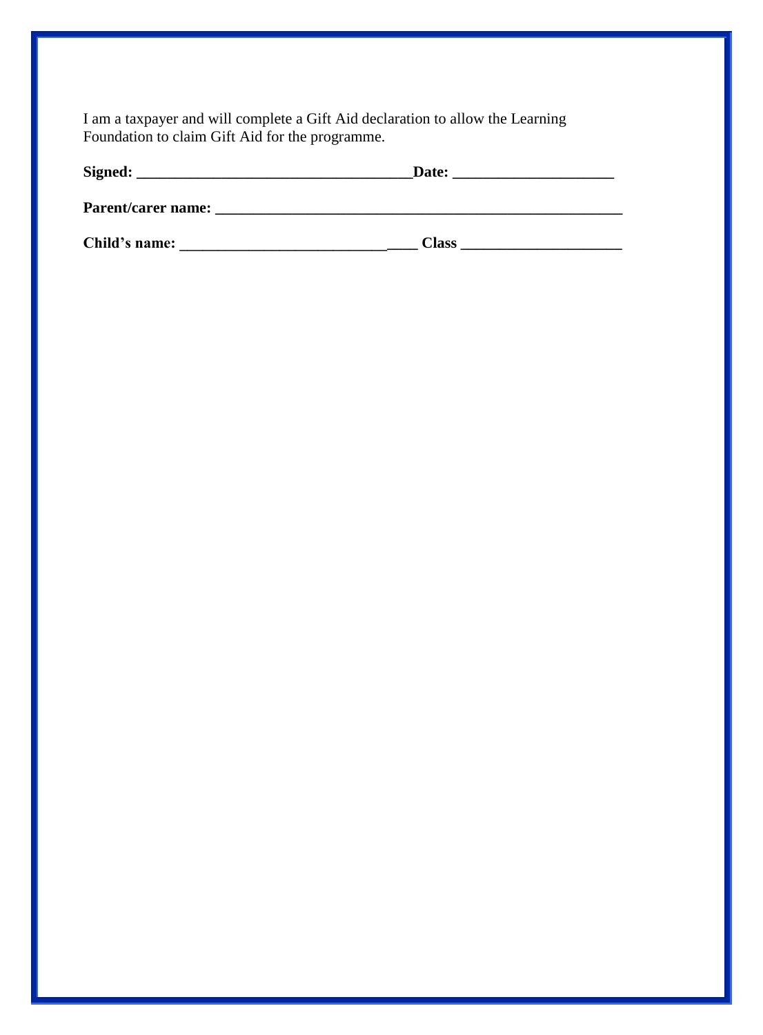I am a taxpayer and will complete a Gift Aid declaration to allow the Learning Foundation to claim Gift Aid for the programme.

**Signed: ___________________________________Date: ____________________**

**Parent/carer name: _____________________________________________________**

**Child's name: ___________________________ Class ____________________**